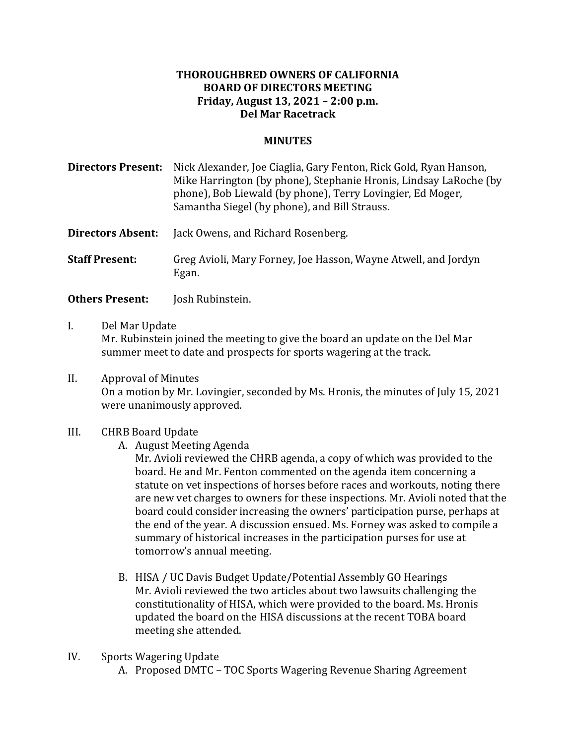**THOROUGHBRED OWNERS OF CALIFORNIA**
**BOARD OF DIRECTORS MEETING**
**Friday, August 13, 2021 – 2:00 p.m.**
**Del Mar Racetrack**

**MINUTES**

**Directors Present:** Nick Alexander, Joe Ciaglia, Gary Fenton, Rick Gold, Ryan Hanson, Mike Harrington (by phone), Stephanie Hronis, Lindsay LaRoche (by phone), Bob Liewald (by phone), Terry Lovingier, Ed Moger, Samantha Siegel (by phone), and Bill Strauss.

**Directors Absent:** Jack Owens, and Richard Rosenberg.

**Staff Present:** Greg Avioli, Mary Forney, Joe Hasson, Wayne Atwell, and Jordyn Egan.

**Others Present:** Josh Rubinstein.

I. Del Mar Update
Mr. Rubinstein joined the meeting to give the board an update on the Del Mar summer meet to date and prospects for sports wagering at the track.

II. Approval of Minutes
On a motion by Mr. Lovingier, seconded by Ms. Hronis, the minutes of July 15, 2021 were unanimously approved.

III. CHRB Board Update

A. August Meeting Agenda
Mr. Avioli reviewed the CHRB agenda, a copy of which was provided to the board. He and Mr. Fenton commented on the agenda item concerning a statute on vet inspections of horses before races and workouts, noting there are new vet charges to owners for these inspections. Mr. Avioli noted that the board could consider increasing the owners' participation purse, perhaps at the end of the year. A discussion ensued. Ms. Forney was asked to compile a summary of historical increases in the participation purses for use at tomorrow's annual meeting.

B. HISA / UC Davis Budget Update/Potential Assembly GO Hearings
Mr. Avioli reviewed the two articles about two lawsuits challenging the constitutionality of HISA, which were provided to the board. Ms. Hronis updated the board on the HISA discussions at the recent TOBA board meeting she attended.

IV. Sports Wagering Update

A. Proposed DMTC – TOC Sports Wagering Revenue Sharing Agreement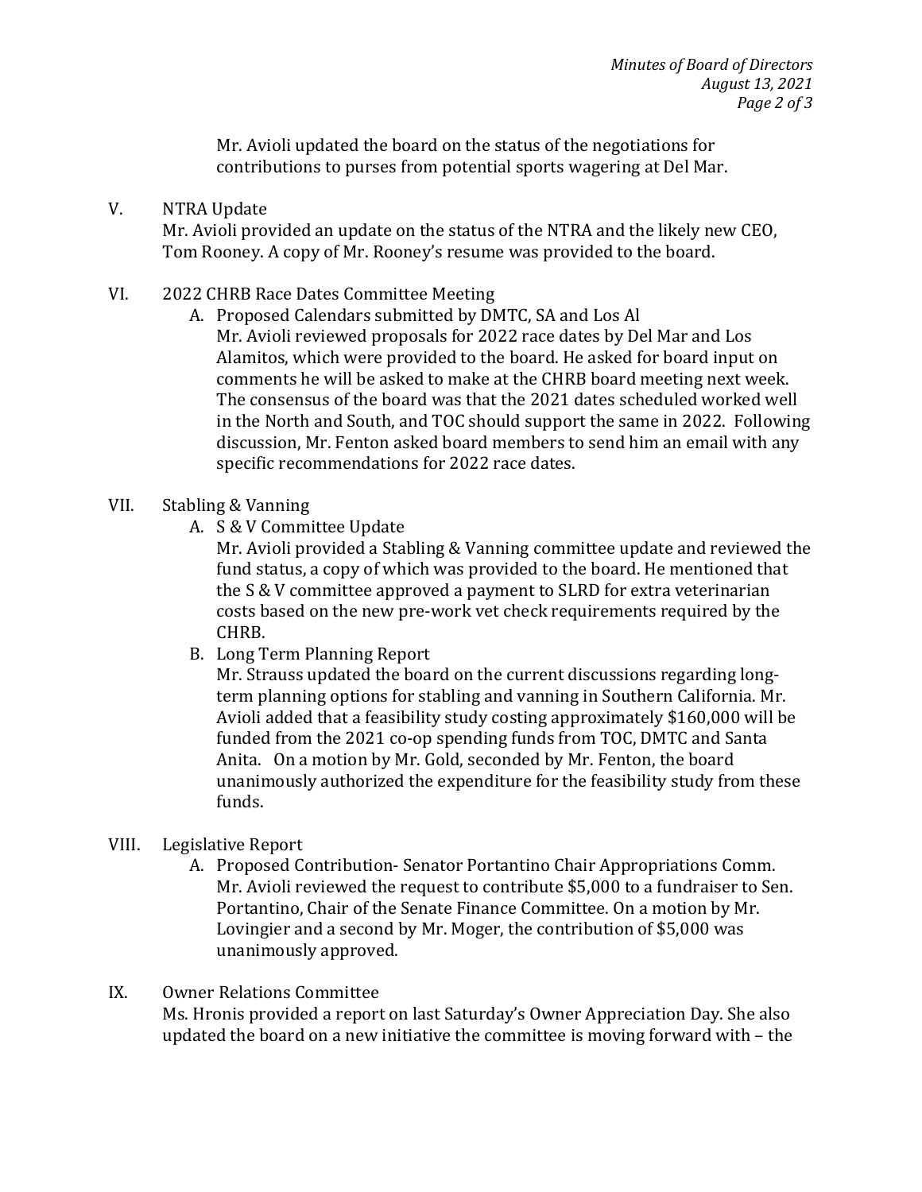Mr. Avioli updated the board on the status of the negotiations for contributions to purses from potential sports wagering at Del Mar.

V. NTRA Update

Mr. Avioli provided an update on the status of the NTRA and the likely new CEO, Tom Rooney. A copy of Mr. Rooney's resume was provided to the board.

VI. 2022 CHRB Race Dates Committee Meeting

A. Proposed Calendars submitted by DMTC, SA and Los Al

Mr. Avioli reviewed proposals for 2022 race dates by Del Mar and Los Alamitos, which were provided to the board. He asked for board input on comments he will be asked to make at the CHRB board meeting next week. The consensus of the board was that the 2021 dates scheduled worked well in the North and South, and TOC should support the same in 2022. Following discussion, Mr. Fenton asked board members to send him an email with any specific recommendations for 2022 race dates.

VII. Stabling & Vanning

A. S & V Committee Update

Mr. Avioli provided a Stabling & Vanning committee update and reviewed the fund status, a copy of which was provided to the board. He mentioned that the S & V committee approved a payment to SLRD for extra veterinarian costs based on the new pre-work vet check requirements required by the CHRB.

B. Long Term Planning Report

Mr. Strauss updated the board on the current discussions regarding long-term planning options for stabling and vanning in Southern California. Mr. Avioli added that a feasibility study costing approximately $160,000 will be funded from the 2021 co-op spending funds from TOC, DMTC and Santa Anita. On a motion by Mr. Gold, seconded by Mr. Fenton, the board unanimously authorized the expenditure for the feasibility study from these funds.

VIII. Legislative Report

A. Proposed Contribution- Senator Portantino Chair Appropriations Comm.

Mr. Avioli reviewed the request to contribute $5,000 to a fundraiser to Sen. Portantino, Chair of the Senate Finance Committee. On a motion by Mr. Lovingier and a second by Mr. Moger, the contribution of $5,000 was unanimously approved.

IX. Owner Relations Committee

Ms. Hronis provided a report on last Saturday's Owner Appreciation Day. She also updated the board on a new initiative the committee is moving forward with – the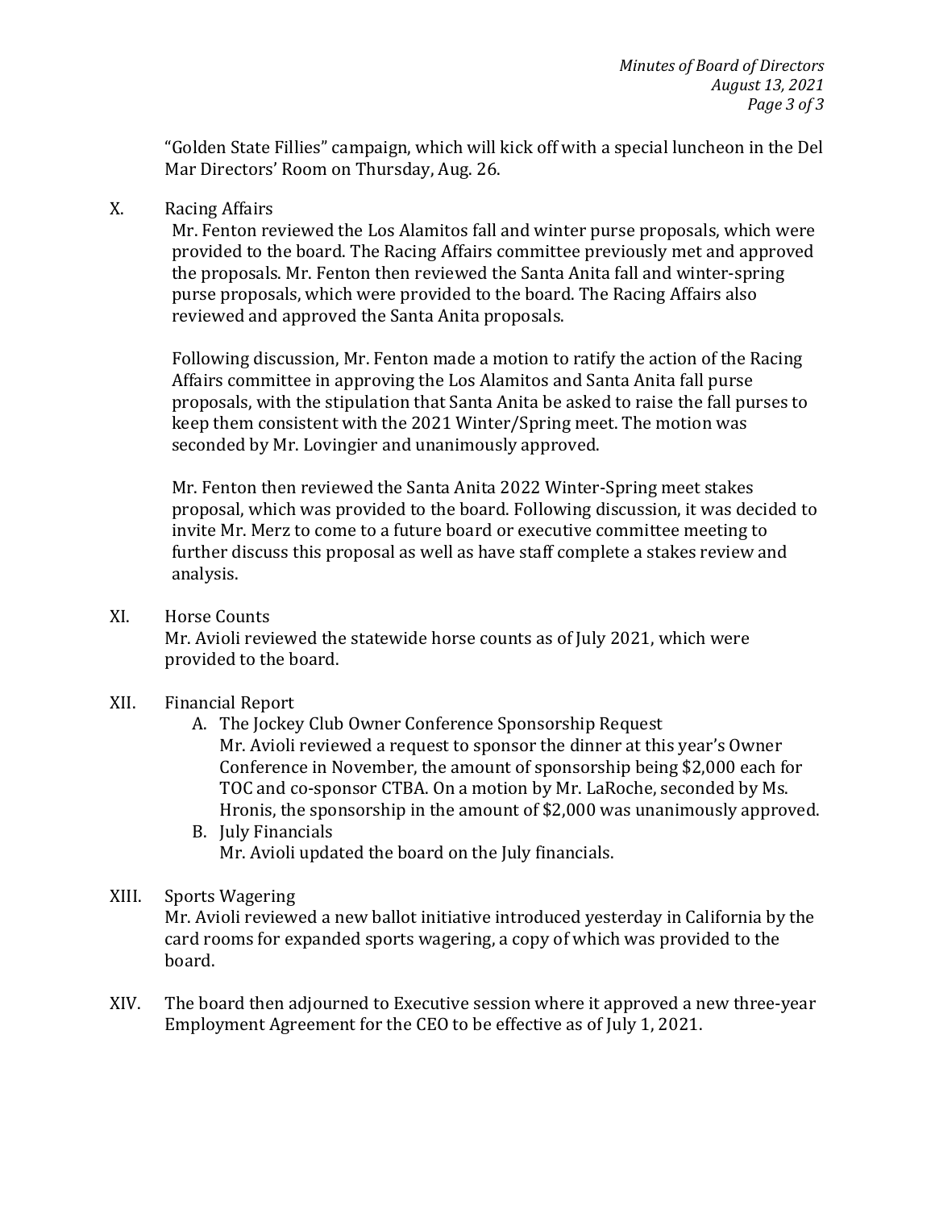"Golden State Fillies" campaign, which will kick off with a special luncheon in the Del Mar Directors' Room on Thursday, Aug. 26.

X. Racing Affairs

Mr. Fenton reviewed the Los Alamitos fall and winter purse proposals, which were provided to the board. The Racing Affairs committee previously met and approved the proposals. Mr. Fenton then reviewed the Santa Anita fall and winter-spring purse proposals, which were provided to the board. The Racing Affairs also reviewed and approved the Santa Anita proposals.

Following discussion, Mr. Fenton made a motion to ratify the action of the Racing Affairs committee in approving the Los Alamitos and Santa Anita fall purse proposals, with the stipulation that Santa Anita be asked to raise the fall purses to keep them consistent with the 2021 Winter/Spring meet. The motion was seconded by Mr. Lovingier and unanimously approved.

Mr. Fenton then reviewed the Santa Anita 2022 Winter-Spring meet stakes proposal, which was provided to the board. Following discussion, it was decided to invite Mr. Merz to come to a future board or executive committee meeting to further discuss this proposal as well as have staff complete a stakes review and analysis.

XI. Horse Counts

Mr. Avioli reviewed the statewide horse counts as of July 2021, which were provided to the board.

XII. Financial Report

A. The Jockey Club Owner Conference Sponsorship Request

Mr. Avioli reviewed a request to sponsor the dinner at this year's Owner Conference in November, the amount of sponsorship being $2,000 each for TOC and co-sponsor CTBA. On a motion by Mr. LaRoche, seconded by Ms. Hronis, the sponsorship in the amount of $2,000 was unanimously approved.

B. July Financials

Mr. Avioli updated the board on the July financials.

XIII. Sports Wagering

Mr. Avioli reviewed a new ballot initiative introduced yesterday in California by the card rooms for expanded sports wagering, a copy of which was provided to the board.

XIV. The board then adjourned to Executive session where it approved a new three-year Employment Agreement for the CEO to be effective as of July 1, 2021.